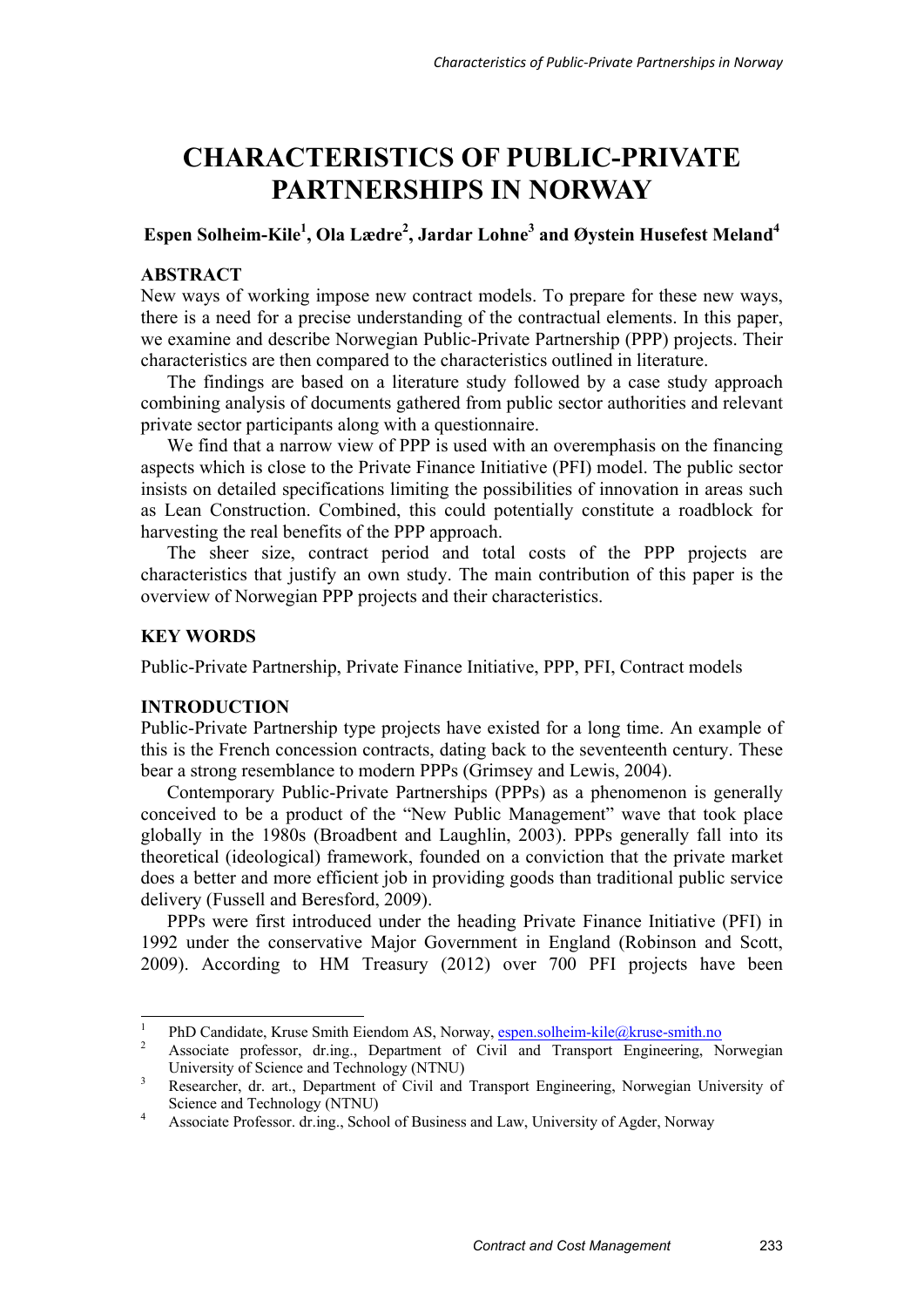# CHARACTERISTICS OF PUBLIC-PRIVATE PARTNERSHIPS IN NORWAY

**Espen Solheim-Kile[1], Ola Lædre[2], Jardar Lohne[3] and Øystein Husefest Meland[4]**

## ABSTRACT

New ways of working impose new contract models. To prepare for these new ways, there is a need for a precise understanding of the contractual elements. In this paper, we examine and describe Norwegian Public-Private Partnership (PPP) projects. Their characteristics are then compared to the characteristics outlined in literature.

The findings are based on a literature study followed by a case study approach combining analysis of documents gathered from public sector authorities and relevant private sector participants along with a questionnaire.

We find that a narrow view of PPP is used with an overemphasis on the financing aspects which is close to the Private Finance Initiative (PFI) model. The public sector insists on detailed specifications limiting the possibilities of innovation in areas such as Lean Construction. Combined, this could potentially constitute a roadblock for harvesting the real benefits of the PPP approach.

The sheer size, contract period and total costs of the PPP projects are characteristics that justify an own study. The main contribution of this paper is the overview of Norwegian PPP projects and their characteristics.

## KEY WORDS

Public-Private Partnership, Private Finance Initiative, PPP, PFI, Contract models

## INTRODUCTION

Public-Private Partnership type projects have existed for a long time. An example of this is the French concession contracts, dating back to the seventeenth century. These bear a strong resemblance to modern PPPs (Grimsey and Lewis, 2004).

Contemporary Public-Private Partnerships (PPPs) as a phenomenon is generally conceived to be a product of the "New Public Management" wave that took place globally in the 1980s (Broadbent and Laughlin, 2003). PPPs generally fall into its theoretical (ideological) framework, founded on a conviction that the private market does a better and more efficient job in providing goods than traditional public service delivery (Fussell and Beresford, 2009).

PPPs were first introduced under the heading Private Finance Initiative (PFI) in 1992 under the conservative Major Government in England (Robinson and Scott, 2009). According to HM Treasury (2012) over 700 PFI projects have been

---

[1] PhD Candidate, Kruse Smith Eiendom AS, Norway, espen.solheim-kile@kruse-smith.no

[2] Associate professor, dr.ing., Department of Civil and Transport Engineering, Norwegian University of Science and Technology (NTNU)

[3] Researcher, dr. art., Department of Civil and Transport Engineering, Norwegian University of Science and Technology (NTNU)

[4] Associate Professor. dr.ing., School of Business and Law, University of Agder, Norway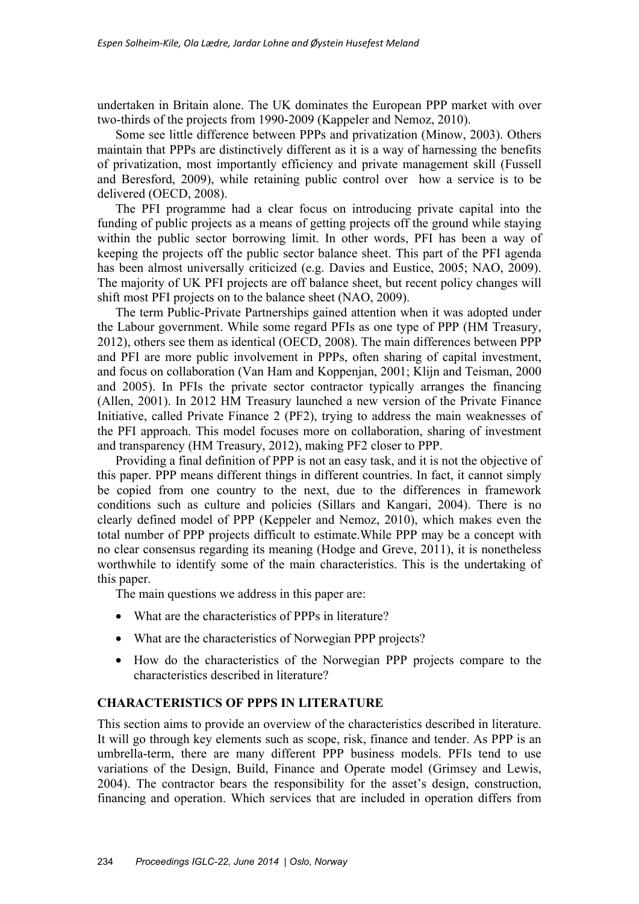undertaken in Britain alone. The UK dominates the European PPP market with over two-thirds of the projects from 1990-2009 (Kappeler and Nemoz, 2010).

Some see little difference between PPPs and privatization (Minow, 2003). Others maintain that PPPs are distinctively different as it is a way of harnessing the benefits of privatization, most importantly efficiency and private management skill (Fussell and Beresford, 2009), while retaining public control over how a service is to be delivered (OECD, 2008).

The PFI programme had a clear focus on introducing private capital into the funding of public projects as a means of getting projects off the ground while staying within the public sector borrowing limit. In other words, PFI has been a way of keeping the projects off the public sector balance sheet. This part of the PFI agenda has been almost universally criticized (e.g. Davies and Eustice, 2005; NAO, 2009). The majority of UK PFI projects are off balance sheet, but recent policy changes will shift most PFI projects on to the balance sheet (NAO, 2009).

The term Public-Private Partnerships gained attention when it was adopted under the Labour government. While some regard PFIs as one type of PPP (HM Treasury, 2012), others see them as identical (OECD, 2008). The main differences between PPP and PFI are more public involvement in PPPs, often sharing of capital investment, and focus on collaboration (Van Ham and Koppenjan, 2001; Klijn and Teisman, 2000 and 2005). In PFIs the private sector contractor typically arranges the financing (Allen, 2001). In 2012 HM Treasury launched a new version of the Private Finance Initiative, called Private Finance 2 (PF2), trying to address the main weaknesses of the PFI approach. This model focuses more on collaboration, sharing of investment and transparency (HM Treasury, 2012), making PF2 closer to PPP.

Providing a final definition of PPP is not an easy task, and it is not the objective of this paper. PPP means different things in different countries. In fact, it cannot simply be copied from one country to the next, due to the differences in framework conditions such as culture and policies (Sillars and Kangari, 2004). There is no clearly defined model of PPP (Keppeler and Nemoz, 2010), which makes even the total number of PPP projects difficult to estimate.While PPP may be a concept with no clear consensus regarding its meaning (Hodge and Greve, 2011), it is nonetheless worthwhile to identify some of the main characteristics. This is the undertaking of this paper.

The main questions we address in this paper are:

- What are the characteristics of PPPs in literature?
- What are the characteristics of Norwegian PPP projects?
- How do the characteristics of the Norwegian PPP projects compare to the characteristics described in literature?

## CHARACTERISTICS OF PPPS IN LITERATURE

This section aims to provide an overview of the characteristics described in literature. It will go through key elements such as scope, risk, finance and tender. As PPP is an umbrella-term, there are many different PPP business models. PFIs tend to use variations of the Design, Build, Finance and Operate model (Grimsey and Lewis, 2004). The contractor bears the responsibility for the asset's design, construction, financing and operation. Which services that are included in operation differs from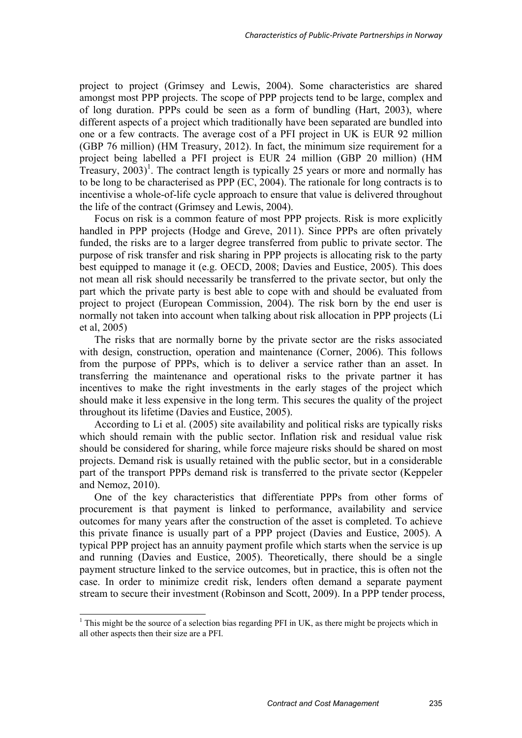project to project (Grimsey and Lewis, 2004). Some characteristics are shared amongst most PPP projects. The scope of PPP projects tend to be large, complex and of long duration. PPPs could be seen as a form of bundling (Hart, 2003), where different aspects of a project which traditionally have been separated are bundled into one or a few contracts. The average cost of a PFI project in UK is EUR 92 million (GBP 76 million) (HM Treasury, 2012). In fact, the minimum size requirement for a project being labelled a PFI project is EUR 24 million (GBP 20 million) (HM Treasury, 2003)[1]. The contract length is typically 25 years or more and normally has to be long to be characterised as PPP (EC, 2004). The rationale for long contracts is to incentivise a whole-of-life cycle approach to ensure that value is delivered throughout the life of the contract (Grimsey and Lewis, 2004).

Focus on risk is a common feature of most PPP projects. Risk is more explicitly handled in PPP projects (Hodge and Greve, 2011). Since PPPs are often privately funded, the risks are to a larger degree transferred from public to private sector. The purpose of risk transfer and risk sharing in PPP projects is allocating risk to the party best equipped to manage it (e.g. OECD, 2008; Davies and Eustice, 2005). This does not mean all risk should necessarily be transferred to the private sector, but only the part which the private party is best able to cope with and should be evaluated from project to project (European Commission, 2004). The risk born by the end user is normally not taken into account when talking about risk allocation in PPP projects (Li et al, 2005)

The risks that are normally borne by the private sector are the risks associated with design, construction, operation and maintenance (Corner, 2006). This follows from the purpose of PPPs, which is to deliver a service rather than an asset. In transferring the maintenance and operational risks to the private partner it has incentives to make the right investments in the early stages of the project which should make it less expensive in the long term. This secures the quality of the project throughout its lifetime (Davies and Eustice, 2005).

According to Li et al. (2005) site availability and political risks are typically risks which should remain with the public sector. Inflation risk and residual value risk should be considered for sharing, while force majeure risks should be shared on most projects. Demand risk is usually retained with the public sector, but in a considerable part of the transport PPPs demand risk is transferred to the private sector (Keppeler and Nemoz, 2010).

One of the key characteristics that differentiate PPPs from other forms of procurement is that payment is linked to performance, availability and service outcomes for many years after the construction of the asset is completed. To achieve this private finance is usually part of a PPP project (Davies and Eustice, 2005). A typical PPP project has an annuity payment profile which starts when the service is up and running (Davies and Eustice, 2005). Theoretically, there should be a single payment structure linked to the service outcomes, but in practice, this is often not the case. In order to minimize credit risk, lenders often demand a separate payment stream to secure their investment (Robinson and Scott, 2009). In a PPP tender process,

[1] This might be the source of a selection bias regarding PFI in UK, as there might be projects which in all other aspects then their size are a PFI.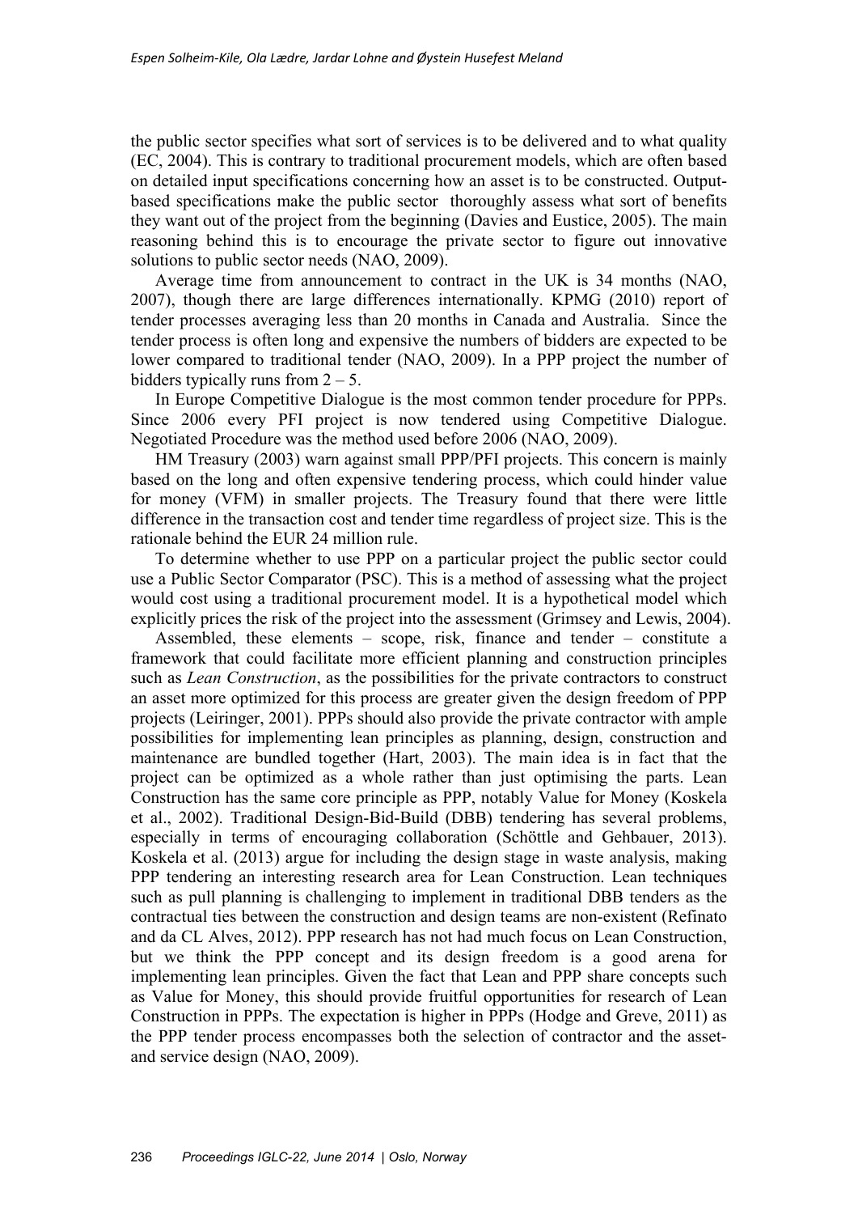the public sector specifies what sort of services is to be delivered and to what quality (EC, 2004). This is contrary to traditional procurement models, which are often based on detailed input specifications concerning how an asset is to be constructed. Output-based specifications make the public sector thoroughly assess what sort of benefits they want out of the project from the beginning (Davies and Eustice, 2005). The main reasoning behind this is to encourage the private sector to figure out innovative solutions to public sector needs (NAO, 2009).

Average time from announcement to contract in the UK is 34 months (NAO, 2007), though there are large differences internationally. KPMG (2010) report of tender processes averaging less than 20 months in Canada and Australia. Since the tender process is often long and expensive the numbers of bidders are expected to be lower compared to traditional tender (NAO, 2009). In a PPP project the number of bidders typically runs from 2 – 5.

In Europe Competitive Dialogue is the most common tender procedure for PPPs. Since 2006 every PFI project is now tendered using Competitive Dialogue. Negotiated Procedure was the method used before 2006 (NAO, 2009).

HM Treasury (2003) warn against small PPP/PFI projects. This concern is mainly based on the long and often expensive tendering process, which could hinder value for money (VFM) in smaller projects. The Treasury found that there were little difference in the transaction cost and tender time regardless of project size. This is the rationale behind the EUR 24 million rule.

To determine whether to use PPP on a particular project the public sector could use a Public Sector Comparator (PSC). This is a method of assessing what the project would cost using a traditional procurement model. It is a hypothetical model which explicitly prices the risk of the project into the assessment (Grimsey and Lewis, 2004).

Assembled, these elements – scope, risk, finance and tender – constitute a framework that could facilitate more efficient planning and construction principles such as *Lean Construction*, as the possibilities for the private contractors to construct an asset more optimized for this process are greater given the design freedom of PPP projects (Leiringer, 2001). PPPs should also provide the private contractor with ample possibilities for implementing lean principles as planning, design, construction and maintenance are bundled together (Hart, 2003). The main idea is in fact that the project can be optimized as a whole rather than just optimising the parts. Lean Construction has the same core principle as PPP, notably Value for Money (Koskela et al., 2002). Traditional Design-Bid-Build (DBB) tendering has several problems, especially in terms of encouraging collaboration (Schöttle and Gehbauer, 2013). Koskela et al. (2013) argue for including the design stage in waste analysis, making PPP tendering an interesting research area for Lean Construction. Lean techniques such as pull planning is challenging to implement in traditional DBB tenders as the contractual ties between the construction and design teams are non-existent (Refinato and da CL Alves, 2012). PPP research has not had much focus on Lean Construction, but we think the PPP concept and its design freedom is a good arena for implementing lean principles. Given the fact that Lean and PPP share concepts such as Value for Money, this should provide fruitful opportunities for research of Lean Construction in PPPs. The expectation is higher in PPPs (Hodge and Greve, 2011) as the PPP tender process encompasses both the selection of contractor and the asset- and service design (NAO, 2009).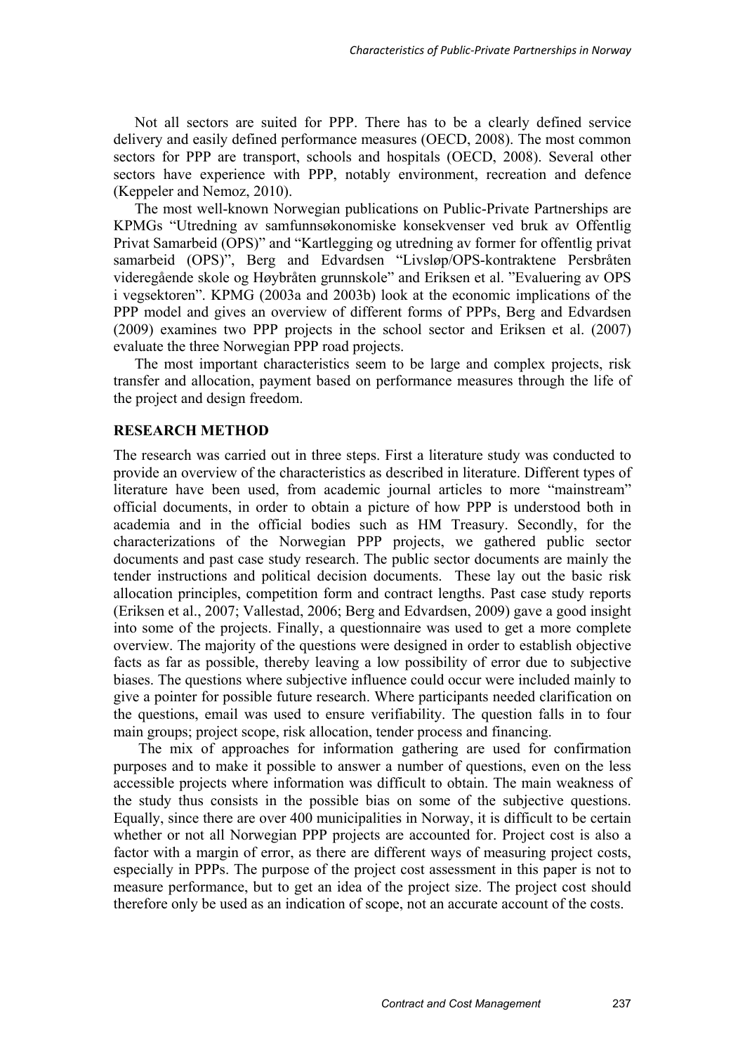Not all sectors are suited for PPP. There has to be a clearly defined service delivery and easily defined performance measures (OECD, 2008). The most common sectors for PPP are transport, schools and hospitals (OECD, 2008). Several other sectors have experience with PPP, notably environment, recreation and defence (Keppeler and Nemoz, 2010).

The most well-known Norwegian publications on Public-Private Partnerships are KPMGs "Utredning av samfunnsøkonomiske konsekvenser ved bruk av Offentlig Privat Samarbeid (OPS)" and "Kartlegging og utredning av former for offentlig privat samarbeid (OPS)", Berg and Edvardsen "Livsløp/OPS-kontraktene Persbråten videregående skole og Høybråten grunnskole" and Eriksen et al. "Evaluering av OPS i vegsektoren". KPMG (2003a and 2003b) look at the economic implications of the PPP model and gives an overview of different forms of PPPs, Berg and Edvardsen (2009) examines two PPP projects in the school sector and Eriksen et al. (2007) evaluate the three Norwegian PPP road projects.

The most important characteristics seem to be large and complex projects, risk transfer and allocation, payment based on performance measures through the life of the project and design freedom.

## RESEARCH METHOD

The research was carried out in three steps. First a literature study was conducted to provide an overview of the characteristics as described in literature. Different types of literature have been used, from academic journal articles to more "mainstream" official documents, in order to obtain a picture of how PPP is understood both in academia and in the official bodies such as HM Treasury. Secondly, for the characterizations of the Norwegian PPP projects, we gathered public sector documents and past case study research. The public sector documents are mainly the tender instructions and political decision documents. These lay out the basic risk allocation principles, competition form and contract lengths. Past case study reports (Eriksen et al., 2007; Vallestad, 2006; Berg and Edvardsen, 2009) gave a good insight into some of the projects. Finally, a questionnaire was used to get a more complete overview. The majority of the questions were designed in order to establish objective facts as far as possible, thereby leaving a low possibility of error due to subjective biases. The questions where subjective influence could occur were included mainly to give a pointer for possible future research. Where participants needed clarification on the questions, email was used to ensure verifiability. The question falls in to four main groups; project scope, risk allocation, tender process and financing.

The mix of approaches for information gathering are used for confirmation purposes and to make it possible to answer a number of questions, even on the less accessible projects where information was difficult to obtain. The main weakness of the study thus consists in the possible bias on some of the subjective questions. Equally, since there are over 400 municipalities in Norway, it is difficult to be certain whether or not all Norwegian PPP projects are accounted for. Project cost is also a factor with a margin of error, as there are different ways of measuring project costs, especially in PPPs. The purpose of the project cost assessment in this paper is not to measure performance, but to get an idea of the project size. The project cost should therefore only be used as an indication of scope, not an accurate account of the costs.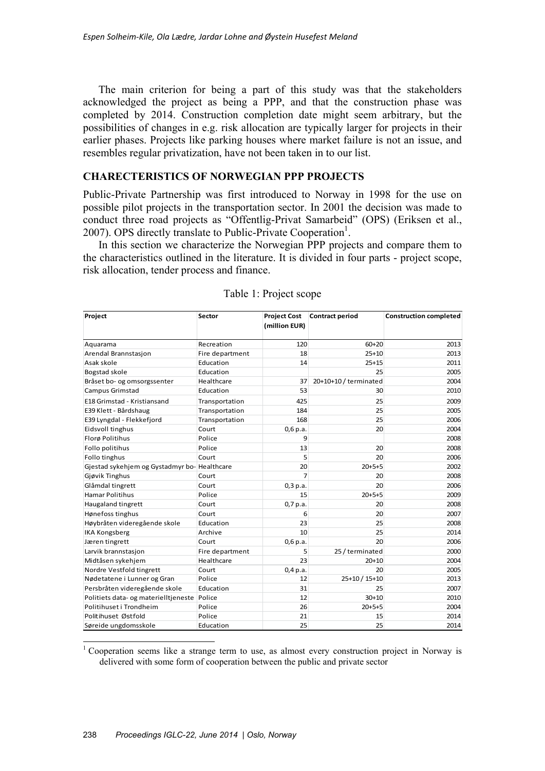The main criterion for being a part of this study was that the stakeholders acknowledged the project as being a PPP, and that the construction phase was completed by 2014. Construction completion date might seem arbitrary, but the possibilities of changes in e.g. risk allocation are typically larger for projects in their earlier phases. Projects like parking houses where market failure is not an issue, and resembles regular privatization, have not been taken in to our list.

## CHARECTERISTICS OF NORWEGIAN PPP PROJECTS

Public-Private Partnership was first introduced to Norway in 1998 for the use on possible pilot projects in the transportation sector. In 2001 the decision was made to conduct three road projects as "Offentlig-Privat Samarbeid" (OPS) (Eriksen et al., 2007). OPS directly translate to Public-Private Cooperation[1].

In this section we characterize the Norwegian PPP projects and compare them to the characteristics outlined in the literature. It is divided in four parts - project scope, risk allocation, tender process and finance.

Table 1: Project scope

| Project | Sector | Project Cost (million EUR) | Contract period | Construction completed |
|---|---|---|---|---|
| Aquarama | Recreation | 120 | 60+20 | 2013 |
| Arendal Brannstasjon | Fire department | 18 | 25+10 | 2013 |
| Asak skole | Education | 14 | 25+15 | 2011 |
| Bogstad skole | Education | | 25 | 2005 |
| Bråset bo- og omsorgssenter | Healthcare | 37 | 20+10+10 / terminated | 2004 |
| Campus Grimstad | Education | 53 | 30 | 2010 |
| E18 Grimstad - Kristiansand | Transportation | 425 | 25 | 2009 |
| E39 Klett - Bårdshaug | Transportation | 184 | 25 | 2005 |
| E39 Lyngdal - Flekkefjord | Transportation | 168 | 25 | 2006 |
| Eidsvoll tinghus | Court | 0,6 p.a. | 20 | 2004 |
| Florø Politihus | Police | 9 | | 2008 |
| Follo politihus | Police | 13 | 20 | 2008 |
| Follo tinghus | Court | 5 | 20 | 2006 |
| Gjestad sykehjem og Gystadmyr bo- | Healthcare | 20 | 20+5+5 | 2002 |
| Gjøvik Tinghus | Court | 7 | 20 | 2008 |
| Glåmdal tingrett | Court | 0,3 p.a. | 20 | 2006 |
| Hamar Politihus | Police | 15 | 20+5+5 | 2009 |
| Haugaland tingrett | Court | 0,7 p.a. | 20 | 2008 |
| Hønefoss tinghus | Court | 6 | 20 | 2007 |
| Høybråten videregående skole | Education | 23 | 25 | 2008 |
| IKA Kongsberg | Archive | 10 | 25 | 2014 |
| Jæren tingrett | Court | 0,6 p.a. | 20 | 2006 |
| Larvik brannstasjon | Fire department | 5 | 25 / terminated | 2000 |
| Midtåsen sykehjem | Healthcare | 23 | 20+10 | 2004 |
| Nordre Vestfold tingrett | Court | 0,4 p.a. | 20 | 2005 |
| Nødetatene i Lunner og Gran | Police | 12 | 25+10 / 15+10 | 2013 |
| Persbråten videregående skole | Education | 31 | 25 | 2007 |
| Politiets data- og materielltjeneste | Police | 12 | 30+10 | 2010 |
| Politihuset i Trondheim | Police | 26 | 20+5+5 | 2004 |
| Politihuset Østfold | Police | 21 | 15 | 2014 |
| Søreide ungdomsskole | Education | 25 | 25 | 2014 |

[1] Cooperation seems like a strange term to use, as almost every construction project in Norway is delivered with some form of cooperation between the public and private sector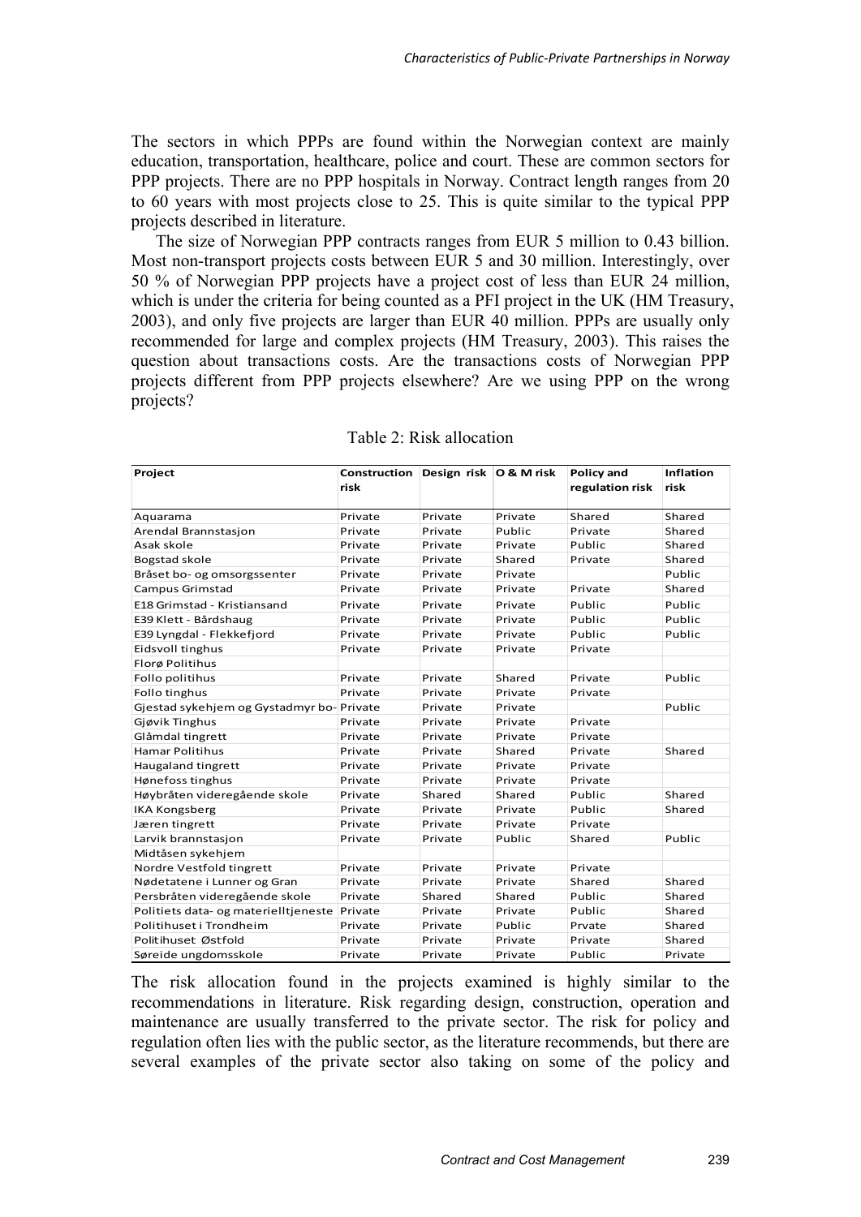The sectors in which PPPs are found within the Norwegian context are mainly education, transportation, healthcare, police and court. These are common sectors for PPP projects. There are no PPP hospitals in Norway. Contract length ranges from 20 to 60 years with most projects close to 25. This is quite similar to the typical PPP projects described in literature.

The size of Norwegian PPP contracts ranges from EUR 5 million to 0.43 billion. Most non-transport projects costs between EUR 5 and 30 million. Interestingly, over 50 % of Norwegian PPP projects have a project cost of less than EUR 24 million, which is under the criteria for being counted as a PFI project in the UK (HM Treasury, 2003), and only five projects are larger than EUR 40 million. PPPs are usually only recommended for large and complex projects (HM Treasury, 2003). This raises the question about transactions costs. Are the transactions costs of Norwegian PPP projects different from PPP projects elsewhere? Are we using PPP on the wrong projects?

Table 2: Risk allocation

| Project | Construction risk | Design risk | O & M risk | Policy and regulation risk | Inflation risk |
|---|---|---|---|---|---|
| Aquarama | Private | Private | Private | Shared | Shared |
| Arendal Brannstasjon | Private | Private | Public | Private | Shared |
| Asak skole | Private | Private | Private | Public | Shared |
| Bogstad skole | Private | Private | Shared | Private | Shared |
| Bråset bo- og omsorgssenter | Private | Private | Private | | Public |
| Campus Grimstad | Private | Private | Private | Private | Shared |
| E18 Grimstad - Kristiansand | Private | Private | Private | Public | Public |
| E39 Klett - Bårdshaug | Private | Private | Private | Public | Public |
| E39 Lyngdal - Flekkefjord | Private | Private | Private | Public | Public |
| Eidsvoll tinghus | Private | Private | Private | Private | |
| Florø Politihus | | | | | |
| Follo politihus | Private | Private | Shared | Private | Public |
| Follo tinghus | Private | Private | Private | Private | |
| Gjestad sykehjem og Gystadmyr bo- | Private | Private | Private | | Public |
| Gjøvik Tinghus | Private | Private | Private | Private | |
| Glåmdal tingrett | Private | Private | Private | Private | |
| Hamar Politihus | Private | Private | Shared | Private | Shared |
| Haugaland tingrett | Private | Private | Private | Private | |
| Hønefoss tinghus | Private | Private | Private | Private | |
| Høybråten videregående skole | Private | Shared | Shared | Public | Shared |
| IKA Kongsberg | Private | Private | Private | Public | Shared |
| Jæren tingrett | Private | Private | Private | Private | |
| Larvik brannstasjon | Private | Private | Public | Shared | Public |
| Midtåsen sykehjem | | | | | |
| Nordre Vestfold tingrett | Private | Private | Private | Private | |
| Nødetatene i Lunner og Gran | Private | Private | Private | Shared | Shared |
| Persbråten videregående skole | Private | Shared | Shared | Public | Shared |
| Politiets data- og materielltjeneste | Private | Private | Private | Public | Shared |
| Politihuset i Trondheim | Private | Private | Public | Prvate | Shared |
| Politihuset Østfold | Private | Private | Private | Private | Shared |
| Søreide ungdomsskole | Private | Private | Private | Public | Private |

The risk allocation found in the projects examined is highly similar to the recommendations in literature. Risk regarding design, construction, operation and maintenance are usually transferred to the private sector. The risk for policy and regulation often lies with the public sector, as the literature recommends, but there are several examples of the private sector also taking on some of the policy and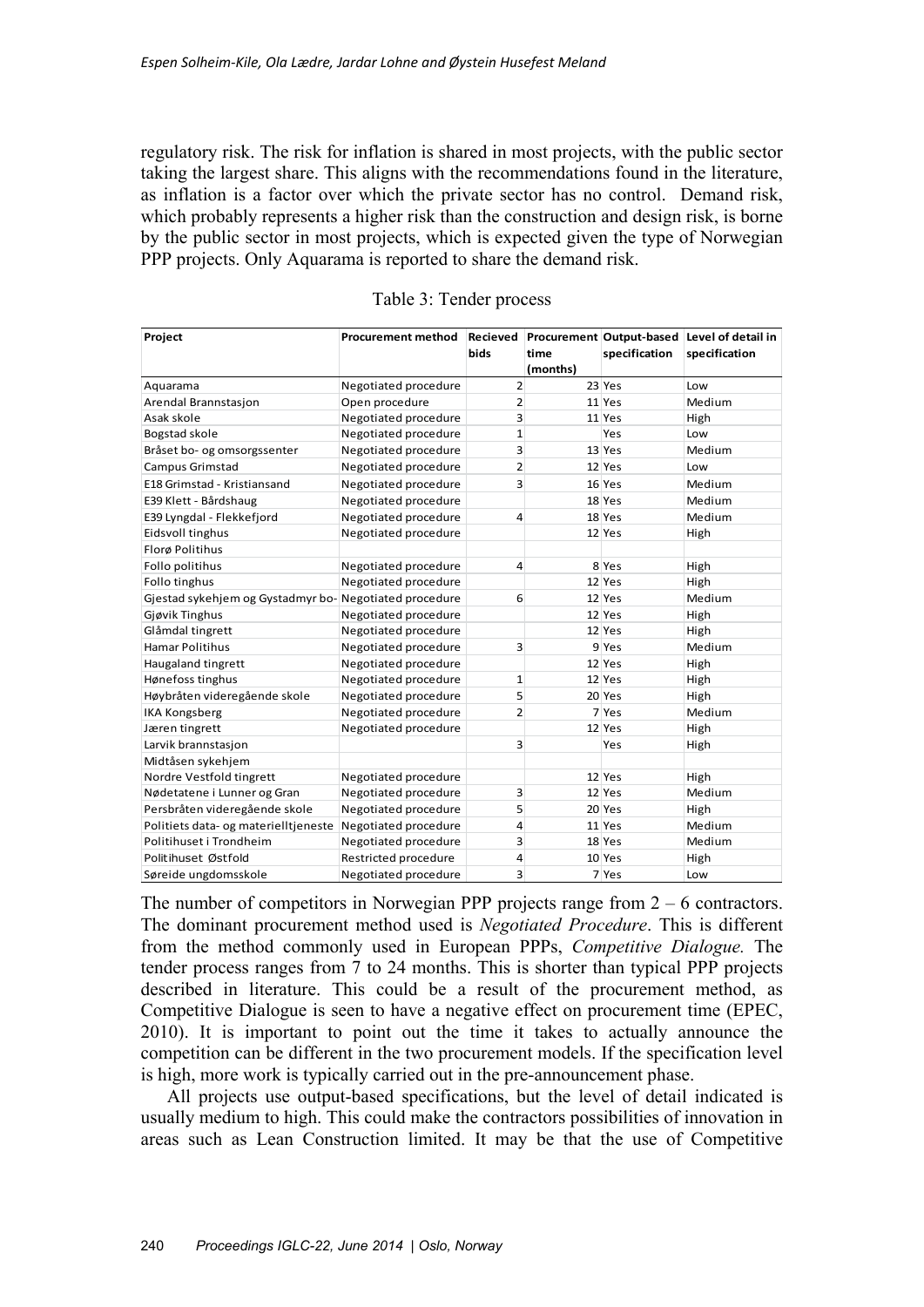regulatory risk. The risk for inflation is shared in most projects, with the public sector taking the largest share. This aligns with the recommendations found in the literature, as inflation is a factor over which the private sector has no control. Demand risk, which probably represents a higher risk than the construction and design risk, is borne by the public sector in most projects, which is expected given the type of Norwegian PPP projects. Only Aquarama is reported to share the demand risk.

Table 3: Tender process

| Project | Procurement method | Recieved bids | Procurement time (months) | Output-based specification | Level of detail in specification |
|---|---|---|---|---|---|
| Aquarama | Negotiated procedure | 2 | 23 | Yes | Low |
| Arendal Brannstasjon | Open procedure | 2 | 11 | Yes | Medium |
| Asak skole | Negotiated procedure | 3 | 11 | Yes | High |
| Bogstad skole | Negotiated procedure | 1 | | Yes | Low |
| Bråset bo- og omsorgssenter | Negotiated procedure | 3 | 13 | Yes | Medium |
| Campus Grimstad | Negotiated procedure | 2 | 12 | Yes | Low |
| E18 Grimstad - Kristiansand | Negotiated procedure | 3 | 16 | Yes | Medium |
| E39 Klett - Bårdshaug | Negotiated procedure | | 18 | Yes | Medium |
| E39 Lyngdal - Flekkefjord | Negotiated procedure | 4 | 18 | Yes | Medium |
| Eidsvoll tinghus | Negotiated procedure | | 12 | Yes | High |
| Florø Politihus | | | | | |
| Follo politihus | Negotiated procedure | 4 | 8 | Yes | High |
| Follo tinghus | Negotiated procedure | | 12 | Yes | High |
| Gjestad sykehjem og Gystadmyr bo- | Negotiated procedure | 6 | 12 | Yes | Medium |
| Gjøvik Tinghus | Negotiated procedure | | 12 | Yes | High |
| Glåmdal tingrett | Negotiated procedure | | 12 | Yes | High |
| Hamar Politihus | Negotiated procedure | 3 | 9 | Yes | Medium |
| Haugaland tingrett | Negotiated procedure | | 12 | Yes | High |
| Hønefoss tinghus | Negotiated procedure | 1 | 12 | Yes | High |
| Høybråten videregående skole | Negotiated procedure | 5 | 20 | Yes | High |
| IKA Kongsberg | Negotiated procedure | 2 | 7 | Yes | Medium |
| Jæren tingrett | Negotiated procedure | | 12 | Yes | High |
| Larvik brannstasjon | | 3 | | Yes | High |
| Midtåsen sykehjem | | | | | |
| Nordre Vestfold tingrett | Negotiated procedure | | 12 | Yes | High |
| Nødetatene i Lunner og Gran | Negotiated procedure | 3 | 12 | Yes | Medium |
| Persbråten videregående skole | Negotiated procedure | 5 | 20 | Yes | High |
| Politiets data- og materielltjeneste | Negotiated procedure | 4 | 11 | Yes | Medium |
| Politihuset i Trondheim | Negotiated procedure | 3 | 18 | Yes | Medium |
| Politihuset Østfold | Restricted procedure | 4 | 10 | Yes | High |
| Søreide ungdomsskole | Negotiated procedure | 3 | 7 | Yes | Low |

The number of competitors in Norwegian PPP projects range from 2 – 6 contractors. The dominant procurement method used is *Negotiated Procedure*. This is different from the method commonly used in European PPPs, *Competitive Dialogue.* The tender process ranges from 7 to 24 months. This is shorter than typical PPP projects described in literature. This could be a result of the procurement method, as Competitive Dialogue is seen to have a negative effect on procurement time (EPEC, 2010). It is important to point out the time it takes to actually announce the competition can be different in the two procurement models. If the specification level is high, more work is typically carried out in the pre-announcement phase.

All projects use output-based specifications, but the level of detail indicated is usually medium to high. This could make the contractors possibilities of innovation in areas such as Lean Construction limited. It may be that the use of Competitive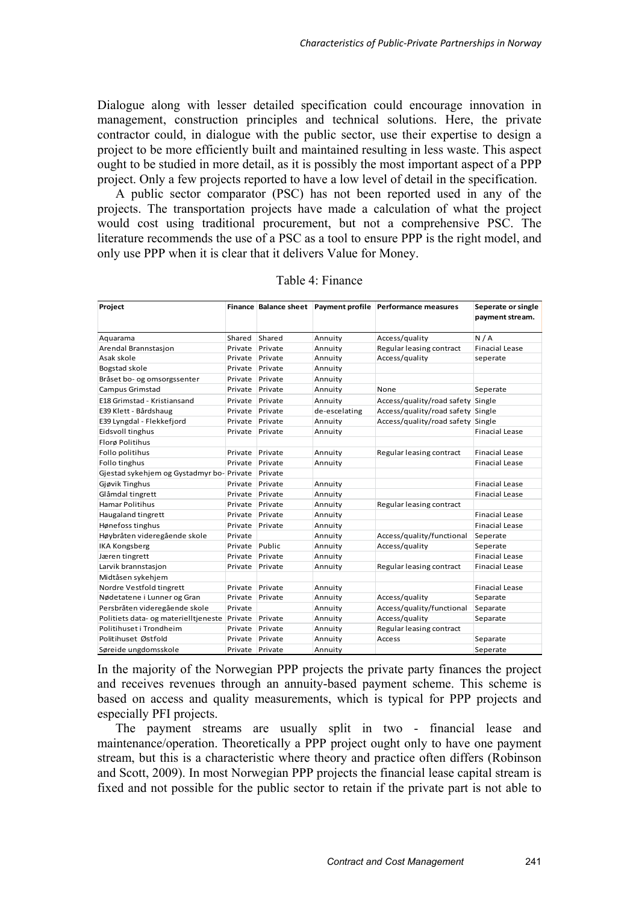Dialogue along with lesser detailed specification could encourage innovation in management, construction principles and technical solutions. Here, the private contractor could, in dialogue with the public sector, use their expertise to design a project to be more efficiently built and maintained resulting in less waste. This aspect ought to be studied in more detail, as it is possibly the most important aspect of a PPP project. Only a few projects reported to have a low level of detail in the specification.

A public sector comparator (PSC) has not been reported used in any of the projects. The transportation projects have made a calculation of what the project would cost using traditional procurement, but not a comprehensive PSC. The literature recommends the use of a PSC as a tool to ensure PPP is the right model, and only use PPP when it is clear that it delivers Value for Money.

Table 4: Finance

| Project | Finance | Balance sheet | Payment profile | Performance measures | Seperate or single payment stream. |
|---|---|---|---|---|---|
| Aquarama | Shared | Shared | Annuity | Access/quality | N / A |
| Arendal Brannstasjon | Private | Private | Annuity | Regular leasing contract | Finacial Lease |
| Asak skole | Private | Private | Annuity | Access/quality | seperate |
| Bogstad skole | Private | Private | Annuity | | |
| Bråset bo- og omsorgssenter | Private | Private | Annuity | | |
| Campus Grimstad | Private | Private | Annuity | None | Seperate |
| E18 Grimstad - Kristiansand | Private | Private | Annuity | Access/quality/road safety | Single |
| E39 Klett - Bårdshaug | Private | Private | de-escelating | Access/quality/road safety | Single |
| E39 Lyngdal - Flekkefjord | Private | Private | Annuity | Access/quality/road safety | Single |
| Eidsvoll tinghus | Private | Private | Annuity | | Finacial Lease |
| Florø Politihus | | | | | |
| Follo politihus | Private | Private | Annuity | Regular leasing contract | Finacial Lease |
| Follo tinghus | Private | Private | Annuity | | Finacial Lease |
| Gjestad sykehjem og Gystadmyr bo- | Private | Private | | | |
| Gjøvik Tinghus | Private | Private | Annuity | | Finacial Lease |
| Glåmdal tingrett | Private | Private | Annuity | | Finacial Lease |
| Hamar Politihus | Private | Private | Annuity | Regular leasing contract | |
| Haugaland tingrett | Private | Private | Annuity | | Finacial Lease |
| Hønefoss tinghus | Private | Private | Annuity | | Finacial Lease |
| Høybråten videregående skole | Private | | Annuity | Access/quality/functional | Seperate |
| IKA Kongsberg | Private | Public | Annuity | Access/quality | Seperate |
| Jæren tingrett | Private | Private | Annuity | | Finacial Lease |
| Larvik brannstasjon | Private | Private | Annuity | Regular leasing contract | Finacial Lease |
| Midtåsen sykehjem | | | | | |
| Nordre Vestfold tingrett | Private | Private | Annuity | | Finacial Lease |
| Nødetatene i Lunner og Gran | Private | Private | Annuity | Access/quality | Separate |
| Persbråten videregående skole | Private | | Annuity | Access/quality/functional | Separate |
| Politiets data- og materielltjeneste | Private | Private | Annuity | Access/quality | Separate |
| Politihuset i Trondheim | Private | Private | Annuity | Regular leasing contract | |
| Politihuset Østfold | Private | Private | Annuity | Access | Separate |
| Søreide ungdomsskole | Private | Private | Annuity | | Seperate |

In the majority of the Norwegian PPP projects the private party finances the project and receives revenues through an annuity-based payment scheme. This scheme is based on access and quality measurements, which is typical for PPP projects and especially PFI projects.

The payment streams are usually split in two - financial lease and maintenance/operation. Theoretically a PPP project ought only to have one payment stream, but this is a characteristic where theory and practice often differs (Robinson and Scott, 2009). In most Norwegian PPP projects the financial lease capital stream is fixed and not possible for the public sector to retain if the private part is not able to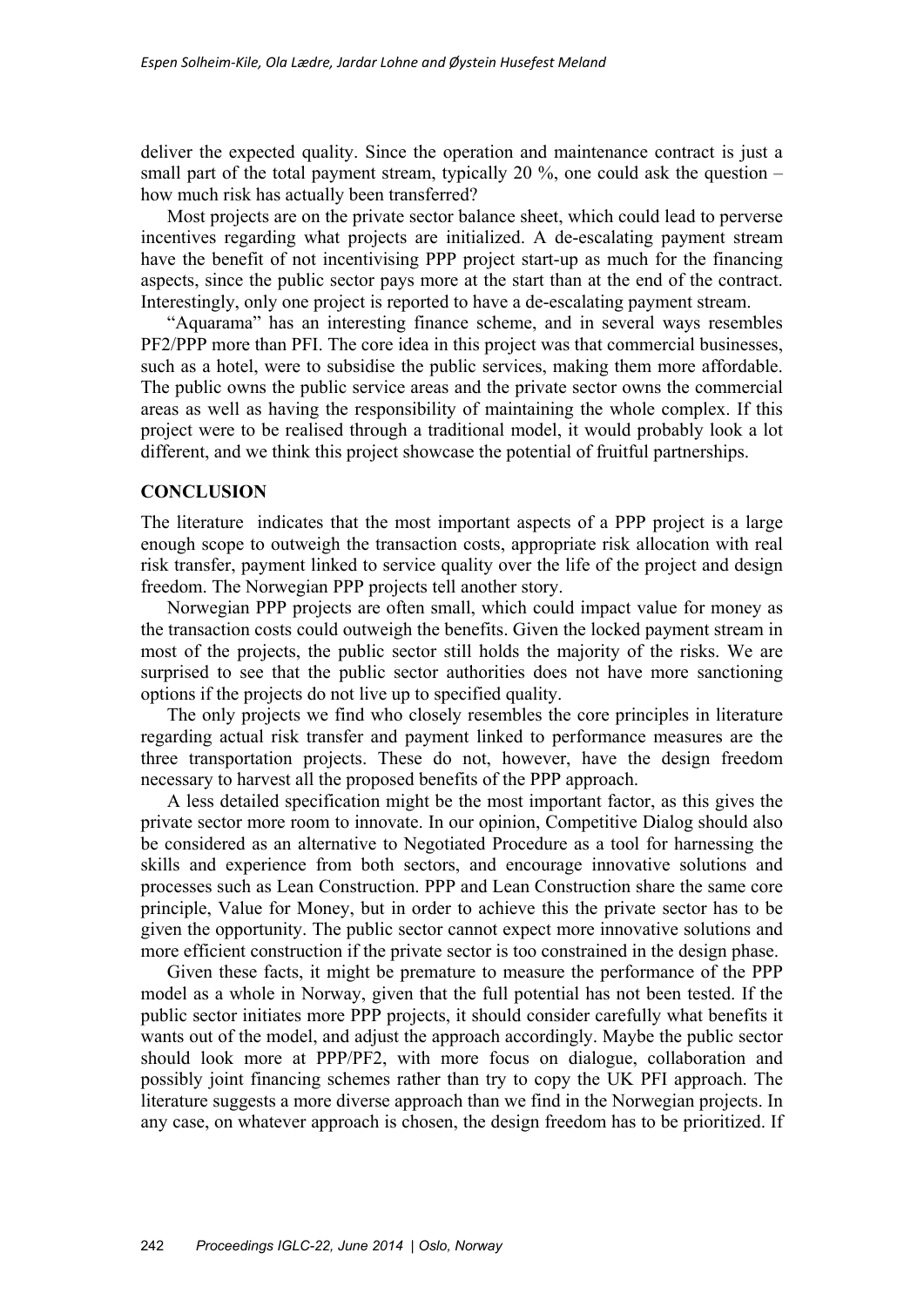deliver the expected quality. Since the operation and maintenance contract is just a small part of the total payment stream, typically 20 %, one could ask the question – how much risk has actually been transferred?

Most projects are on the private sector balance sheet, which could lead to perverse incentives regarding what projects are initialized. A de-escalating payment stream have the benefit of not incentivising PPP project start-up as much for the financing aspects, since the public sector pays more at the start than at the end of the contract. Interestingly, only one project is reported to have a de-escalating payment stream.

"Aquarama" has an interesting finance scheme, and in several ways resembles PF2/PPP more than PFI. The core idea in this project was that commercial businesses, such as a hotel, were to subsidise the public services, making them more affordable. The public owns the public service areas and the private sector owns the commercial areas as well as having the responsibility of maintaining the whole complex. If this project were to be realised through a traditional model, it would probably look a lot different, and we think this project showcase the potential of fruitful partnerships.

## CONCLUSION

The literature indicates that the most important aspects of a PPP project is a large enough scope to outweigh the transaction costs, appropriate risk allocation with real risk transfer, payment linked to service quality over the life of the project and design freedom. The Norwegian PPP projects tell another story.

Norwegian PPP projects are often small, which could impact value for money as the transaction costs could outweigh the benefits. Given the locked payment stream in most of the projects, the public sector still holds the majority of the risks. We are surprised to see that the public sector authorities does not have more sanctioning options if the projects do not live up to specified quality.

The only projects we find who closely resembles the core principles in literature regarding actual risk transfer and payment linked to performance measures are the three transportation projects. These do not, however, have the design freedom necessary to harvest all the proposed benefits of the PPP approach.

A less detailed specification might be the most important factor, as this gives the private sector more room to innovate. In our opinion, Competitive Dialog should also be considered as an alternative to Negotiated Procedure as a tool for harnessing the skills and experience from both sectors, and encourage innovative solutions and processes such as Lean Construction. PPP and Lean Construction share the same core principle, Value for Money, but in order to achieve this the private sector has to be given the opportunity. The public sector cannot expect more innovative solutions and more efficient construction if the private sector is too constrained in the design phase.

Given these facts, it might be premature to measure the performance of the PPP model as a whole in Norway, given that the full potential has not been tested. If the public sector initiates more PPP projects, it should consider carefully what benefits it wants out of the model, and adjust the approach accordingly. Maybe the public sector should look more at PPP/PF2, with more focus on dialogue, collaboration and possibly joint financing schemes rather than try to copy the UK PFI approach. The literature suggests a more diverse approach than we find in the Norwegian projects. In any case, on whatever approach is chosen, the design freedom has to be prioritized. If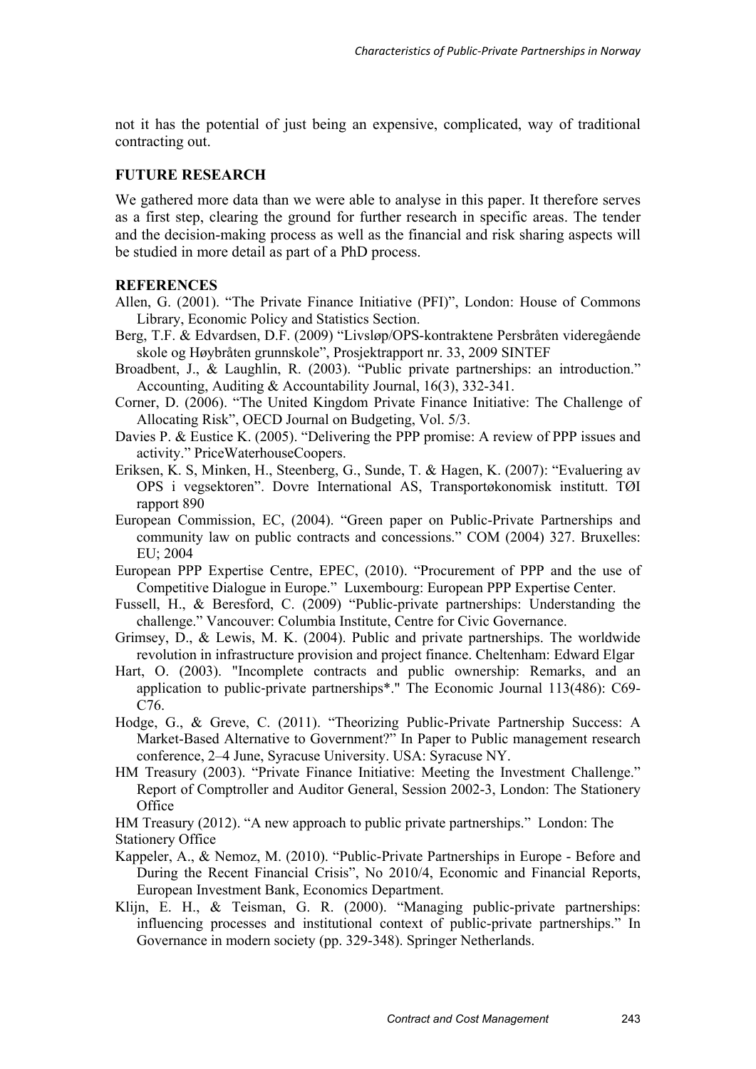not it has the potential of just being an expensive, complicated, way of traditional contracting out.

## FUTURE RESEARCH

We gathered more data than we were able to analyse in this paper. It therefore serves as a first step, clearing the ground for further research in specific areas. The tender and the decision-making process as well as the financial and risk sharing aspects will be studied in more detail as part of a PhD process.

## REFERENCES

Allen, G. (2001). "The Private Finance Initiative (PFI)", London: House of Commons Library, Economic Policy and Statistics Section.

Berg, T.F. & Edvardsen, D.F. (2009) "Livsløp/OPS-kontraktene Persbråten videregående skole og Høybråten grunnskole", Prosjektrapport nr. 33, 2009 SINTEF

Broadbent, J., & Laughlin, R. (2003). "Public private partnerships: an introduction." Accounting, Auditing & Accountability Journal, 16(3), 332-341.

Corner, D. (2006). "The United Kingdom Private Finance Initiative: The Challenge of Allocating Risk", OECD Journal on Budgeting, Vol. 5/3.

Davies P. & Eustice K. (2005). "Delivering the PPP promise: A review of PPP issues and activity." PriceWaterhouseCoopers.

Eriksen, K. S, Minken, H., Steenberg, G., Sunde, T. & Hagen, K. (2007): "Evaluering av OPS i vegsektoren". Dovre International AS, Transportøkonomisk institutt. TØI rapport 890

European Commission, EC, (2004). "Green paper on Public-Private Partnerships and community law on public contracts and concessions." COM (2004) 327. Bruxelles: EU; 2004

European PPP Expertise Centre, EPEC, (2010). "Procurement of PPP and the use of Competitive Dialogue in Europe." Luxembourg: European PPP Expertise Center.

Fussell, H., & Beresford, C. (2009) "Public-private partnerships: Understanding the challenge." Vancouver: Columbia Institute, Centre for Civic Governance.

Grimsey, D., & Lewis, M. K. (2004). Public and private partnerships. The worldwide revolution in infrastructure provision and project finance. Cheltenham: Edward Elgar

Hart, O. (2003). "Incomplete contracts and public ownership: Remarks, and an application to public-private partnerships*." The Economic Journal 113(486): C69-C76.

Hodge, G., & Greve, C. (2011). "Theorizing Public-Private Partnership Success: A Market-Based Alternative to Government?" In Paper to Public management research conference, 2–4 June, Syracuse University. USA: Syracuse NY.

HM Treasury (2003). "Private Finance Initiative: Meeting the Investment Challenge." Report of Comptroller and Auditor General, Session 2002-3, London: The Stationery Office

HM Treasury (2012). "A new approach to public private partnerships." London: The Stationery Office

Kappeler, A., & Nemoz, M. (2010). "Public-Private Partnerships in Europe - Before and During the Recent Financial Crisis", No 2010/4, Economic and Financial Reports, European Investment Bank, Economics Department.

Klijn, E. H., & Teisman, G. R. (2000). "Managing public-private partnerships: influencing processes and institutional context of public-private partnerships." In Governance in modern society (pp. 329-348). Springer Netherlands.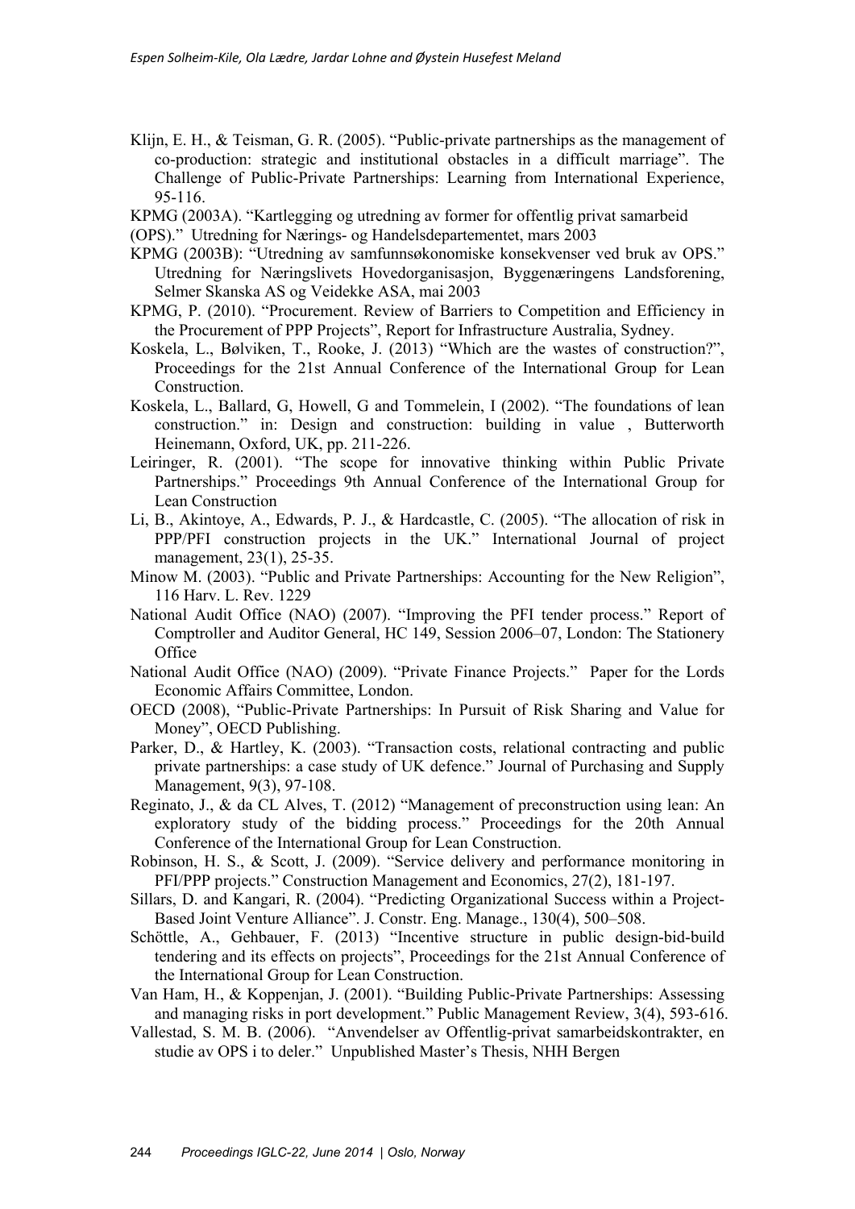Klijn, E. H., & Teisman, G. R. (2005). “Public-private partnerships as the management of co-production: strategic and institutional obstacles in a difficult marriage”. The Challenge of Public-Private Partnerships: Learning from International Experience, 95-116.

KPMG (2003A). “Kartlegging og utredning av former for offentlig privat samarbeid (OPS).” Utredning for Nærings- og Handelsdepartementet, mars 2003

KPMG (2003B): “Utredning av samfunnsøkonomiske konsekvenser ved bruk av OPS.” Utredning for Næringslivets Hovedorganisasjon, Byggenæringens Landsforening, Selmer Skanska AS og Veidekke ASA, mai 2003

KPMG, P. (2010). “Procurement. Review of Barriers to Competition and Efficiency in the Procurement of PPP Projects”, Report for Infrastructure Australia, Sydney.

Koskela, L., Bølviken, T., Rooke, J. (2013) “Which are the wastes of construction?”, Proceedings for the 21st Annual Conference of the International Group for Lean Construction.

Koskela, L., Ballard, G, Howell, G and Tommelein, I (2002). “The foundations of lean construction.” in: Design and construction: building in value , Butterworth Heinemann, Oxford, UK, pp. 211-226.

Leiringer, R. (2001). “The scope for innovative thinking within Public Private Partnerships.” Proceedings 9th Annual Conference of the International Group for Lean Construction

Li, B., Akintoye, A., Edwards, P. J., & Hardcastle, C. (2005). “The allocation of risk in PPP/PFI construction projects in the UK.” International Journal of project management, 23(1), 25-35.

Minow M. (2003). “Public and Private Partnerships: Accounting for the New Religion”, 116 Harv. L. Rev. 1229

National Audit Office (NAO) (2007). “Improving the PFI tender process.” Report of Comptroller and Auditor General, HC 149, Session 2006–07, London: The Stationery Office

National Audit Office (NAO) (2009). “Private Finance Projects.” Paper for the Lords Economic Affairs Committee, London.

OECD (2008), “Public-Private Partnerships: In Pursuit of Risk Sharing and Value for Money”, OECD Publishing.

Parker, D., & Hartley, K. (2003). “Transaction costs, relational contracting and public private partnerships: a case study of UK defence.” Journal of Purchasing and Supply Management, 9(3), 97-108.

Reginato, J., & da CL Alves, T. (2012) “Management of preconstruction using lean: An exploratory study of the bidding process.” Proceedings for the 20th Annual Conference of the International Group for Lean Construction.

Robinson, H. S., & Scott, J. (2009). “Service delivery and performance monitoring in PFI/PPP projects.” Construction Management and Economics, 27(2), 181-197.

Sillars, D. and Kangari, R. (2004). “Predicting Organizational Success within a Project-Based Joint Venture Alliance”. J. Constr. Eng. Manage., 130(4), 500–508.

Schöttle, A., Gehbauer, F. (2013) “Incentive structure in public design-bid-build tendering and its effects on projects”, Proceedings for the 21st Annual Conference of the International Group for Lean Construction.

Van Ham, H., & Koppenjan, J. (2001). “Building Public-Private Partnerships: Assessing and managing risks in port development.” Public Management Review, 3(4), 593-616.

Vallestad, S. M. B. (2006). “Anvendelser av Offentlig-privat samarbeidskontrakter, en studie av OPS i to deler.” Unpublished Master’s Thesis, NHH Bergen